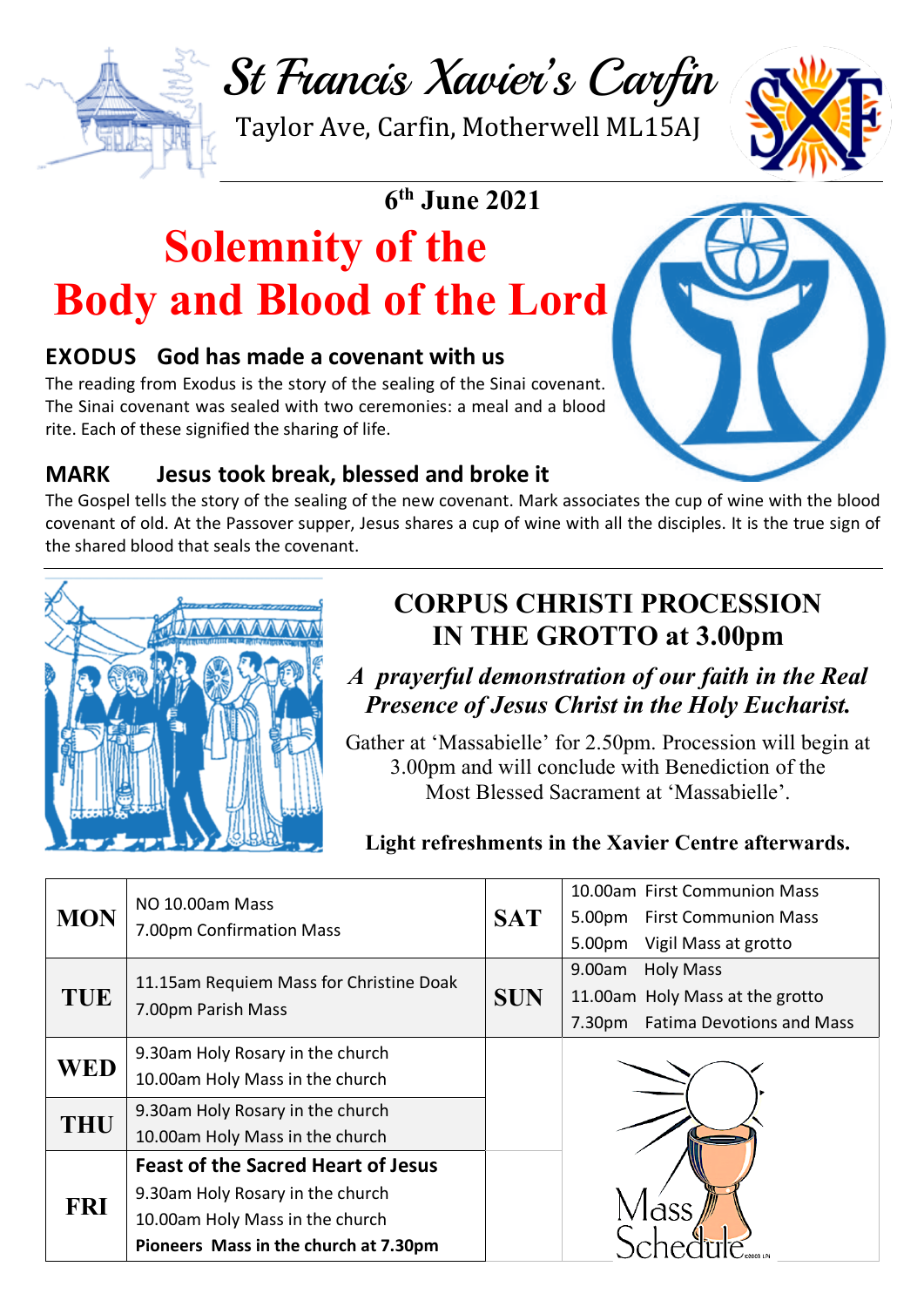# St Francis Xavier's Carfin

Taylor Ave, Carfin, Motherwell ML15AJ

**6th June 2021**

# Solemnity of the Body and Blood of the Lord

### EXODUS God has made a covenant with us

The reading from Exodus is the story of the sealing of the Sinai covenant. The Sinai covenant was sealed with two ceremonies: a meal and a blood rite. Each of these signified the sharing of life.

### MARK Jesus took break, blessed and broke it

The Gospel tells the story of the sealing of the new covenant. Mark associates the cup of wine with the blood covenant of old. At the Passover supper, Jesus shares a cup of wine with all the disciples. It is the true sign of the shared blood that seals the covenant.

## CORPUS CHRISTI PROCESSION IN THE GROTTO at 3.00pm

***A prayerful demonstration of our faith in the Real Presence of Jesus Christ in the Holy Eucharist.***

Gather at 'Massabielle' for 2.50pm. Procession will begin at 3.00pm and will conclude with Benediction of the Most Blessed Sacrament at 'Massabielle'.

**Light refreshments in the Xavier Centre afterwards.**

| | | | |
|---|---|---|---|
| **MON** | NO 10.00am Mass<br>7.00pm Confirmation Mass | **SAT** | 10.00am First Communion Mass<br>5.00pm First Communion Mass<br>5.00pm Vigil Mass at grotto |
| **TUE** | 11.15am Requiem Mass for Christine Doak<br>7.00pm Parish Mass | **SUN** | 9.00am Holy Mass<br>11.00am Holy Mass at the grotto<br>7.30pm Fatima Devotions and Mass |
| **WED** | 9.30am Holy Rosary in the church<br>10.00am Holy Mass in the church | | Mass Schedule |
| **THU** | 9.30am Holy Rosary in the church<br>10.00am Holy Mass in the church | | |
| **FRI** | **Feast of the Sacred Heart of Jesus**<br>9.30am Holy Rosary in the church<br>10.00am Holy Mass in the church<br>**Pioneers Mass in the church at 7.30pm** | | |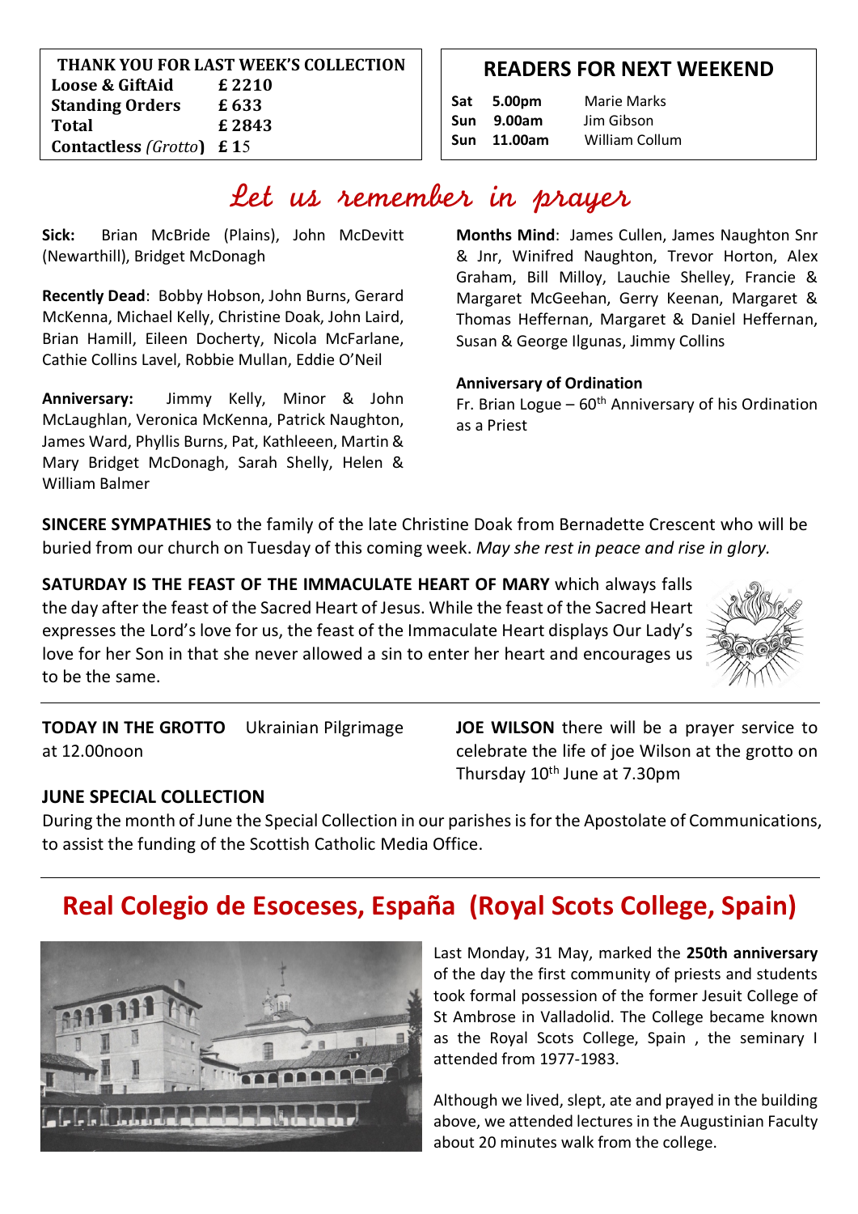| THANK YOU FOR LAST WEEK'S COLLECTION | |
|---|---|
| **Loose & GiftAid** | **£ 2210** |
| **Standing Orders** | **£ 633** |
| **Total** | **£ 2843** |
| **Contactless** *(Grotto)* | **£ 15** |

## READERS FOR NEXT WEEKEND

| | | |
|---|---|---|
| **Sat** | **5.00pm** | Marie Marks |
| **Sun** | **9.00am** | Jim Gibson |
| **Sun** | **11.00am** | William Collum |

# Let us remember in prayer

**Sick:** Brian McBride (Plains), John McDevitt (Newarthill), Bridget McDonagh

**Recently Dead**: Bobby Hobson, John Burns, Gerard McKenna, Michael Kelly, Christine Doak, John Laird, Brian Hamill, Eileen Docherty, Nicola McFarlane, Cathie Collins Lavel, Robbie Mullan, Eddie O'Neil

**Anniversary:** Jimmy Kelly, Minor & John McLaughlan, Veronica McKenna, Patrick Naughton, James Ward, Phyllis Burns, Pat, Kathleeen, Martin & Mary Bridget McDonagh, Sarah Shelly, Helen & William Balmer

**Months Mind**: James Cullen, James Naughton Snr & Jnr, Winifred Naughton, Trevor Horton, Alex Graham, Bill Milloy, Lauchie Shelley, Francie & Margaret McGeehan, Gerry Keenan, Margaret & Thomas Heffernan, Margaret & Daniel Heffernan, Susan & George Ilgunas, Jimmy Collins

**Anniversary of Ordination**
Fr. Brian Logue – 60th Anniversary of his Ordination as a Priest

**SINCERE SYMPATHIES** to the family of the late Christine Doak from Bernadette Crescent who will be buried from our church on Tuesday of this coming week. *May she rest in peace and rise in glory.*

**SATURDAY IS THE FEAST OF THE IMMACULATE HEART OF MARY** which always falls the day after the feast of the Sacred Heart of Jesus. While the feast of the Sacred Heart expresses the Lord's love for us, the feast of the Immaculate Heart displays Our Lady's love for her Son in that she never allowed a sin to enter her heart and encourages us to be the same.

**TODAY IN THE GROTTO** Ukrainian Pilgrimage at 12.00noon

**JOE WILSON** there will be a prayer service to celebrate the life of joe Wilson at the grotto on Thursday 10th June at 7.30pm

**JUNE SPECIAL COLLECTION**
During the month of June the Special Collection in our parishes is for the Apostolate of Communications, to assist the funding of the Scottish Catholic Media Office.

## Real Colegio de Esoceses, España (Royal Scots College, Spain)

Last Monday, 31 May, marked the **250th anniversary** of the day the first community of priests and students took formal possession of the former Jesuit College of St Ambrose in Valladolid. The College became known as the Royal Scots College, Spain , the seminary I attended from 1977-1983.

Although we lived, slept, ate and prayed in the building above, we attended lectures in the Augustinian Faculty about 20 minutes walk from the college.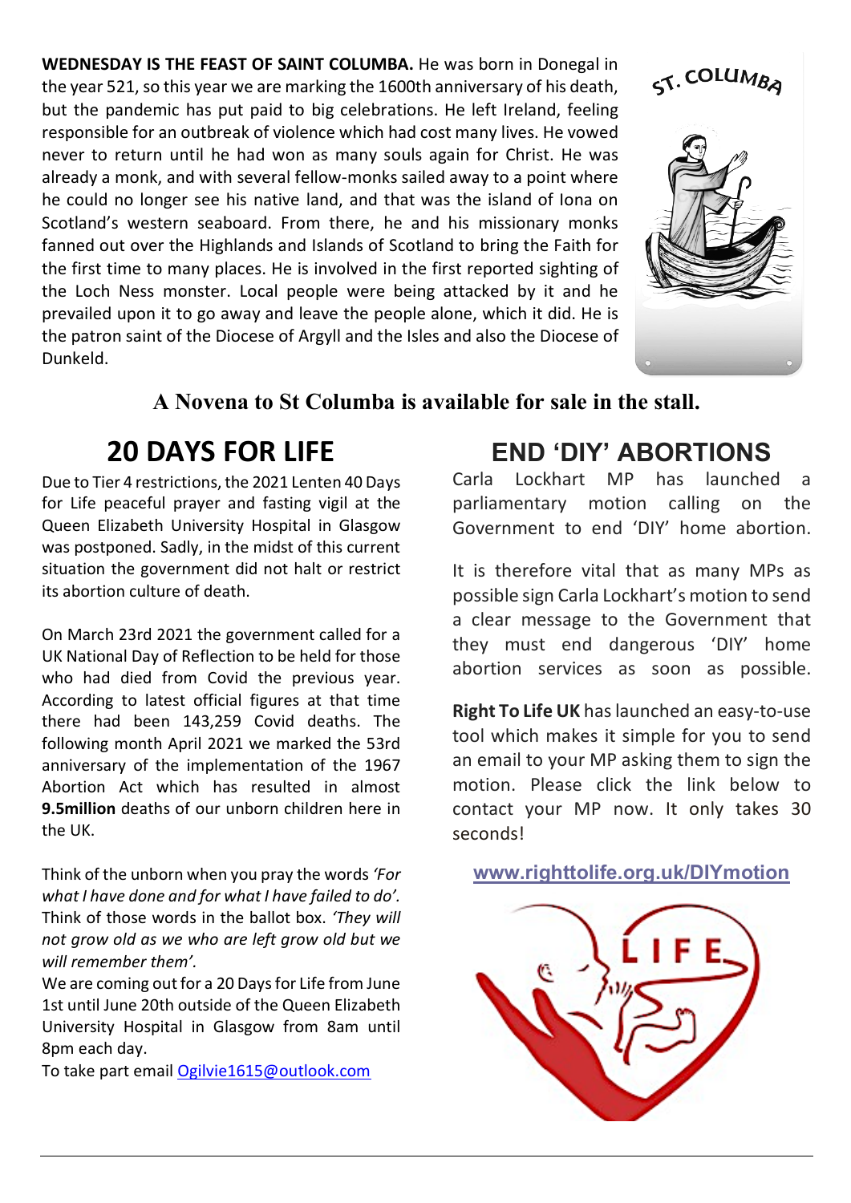**WEDNESDAY IS THE FEAST OF SAINT COLUMBA.** He was born in Donegal in the year 521, so this year we are marking the 1600th anniversary of his death, but the pandemic has put paid to big celebrations. He left Ireland, feeling responsible for an outbreak of violence which had cost many lives. He vowed never to return until he had won as many souls again for Christ. He was already a monk, and with several fellow-monks sailed away to a point where he could no longer see his native land, and that was the island of Iona on Scotland's western seaboard. From there, he and his missionary monks fanned out over the Highlands and Islands of Scotland to bring the Faith for the first time to many places. He is involved in the first reported sighting of the Loch Ness monster. Local people were being attacked by it and he prevailed upon it to go away and leave the people alone, which it did. He is the patron saint of the Diocese of Argyll and the Isles and also the Diocese of Dunkeld.

**A Novena to St Columba is available for sale in the stall.**

## 20 DAYS FOR LIFE

Due to Tier 4 restrictions, the 2021 Lenten 40 Days for Life peaceful prayer and fasting vigil at the Queen Elizabeth University Hospital in Glasgow was postponed. Sadly, in the midst of this current situation the government did not halt or restrict its abortion culture of death.

On March 23rd 2021 the government called for a UK National Day of Reflection to be held for those who had died from Covid the previous year. According to latest official figures at that time there had been 143,259 Covid deaths. The following month April 2021 we marked the 53rd anniversary of the implementation of the 1967 Abortion Act which has resulted in almost **9.5million** deaths of our unborn children here in the UK.

Think of the unborn when you pray the words *'For what I have done and for what I have failed to do'.* Think of those words in the ballot box. *'They will not grow old as we who are left grow old but we will remember them'.*

We are coming out for a 20 Days for Life from June 1st until June 20th outside of the Queen Elizabeth University Hospital in Glasgow from 8am until 8pm each day.

To take part email Ogilvie1615@outlook.com

## END 'DIY' ABORTIONS

Carla Lockhart MP has launched a parliamentary motion calling on the Government to end 'DIY' home abortion.

It is therefore vital that as many MPs as possible sign Carla Lockhart's motion to send a clear message to the Government that they must end dangerous 'DIY' home abortion services as soon as possible.

**Right To Life UK** has launched an easy-to-use tool which makes it simple for you to send an email to your MP asking them to sign the motion. Please click the link below to contact your MP now. It only takes 30 seconds!

**www.righttolife.org.uk/DIYmotion**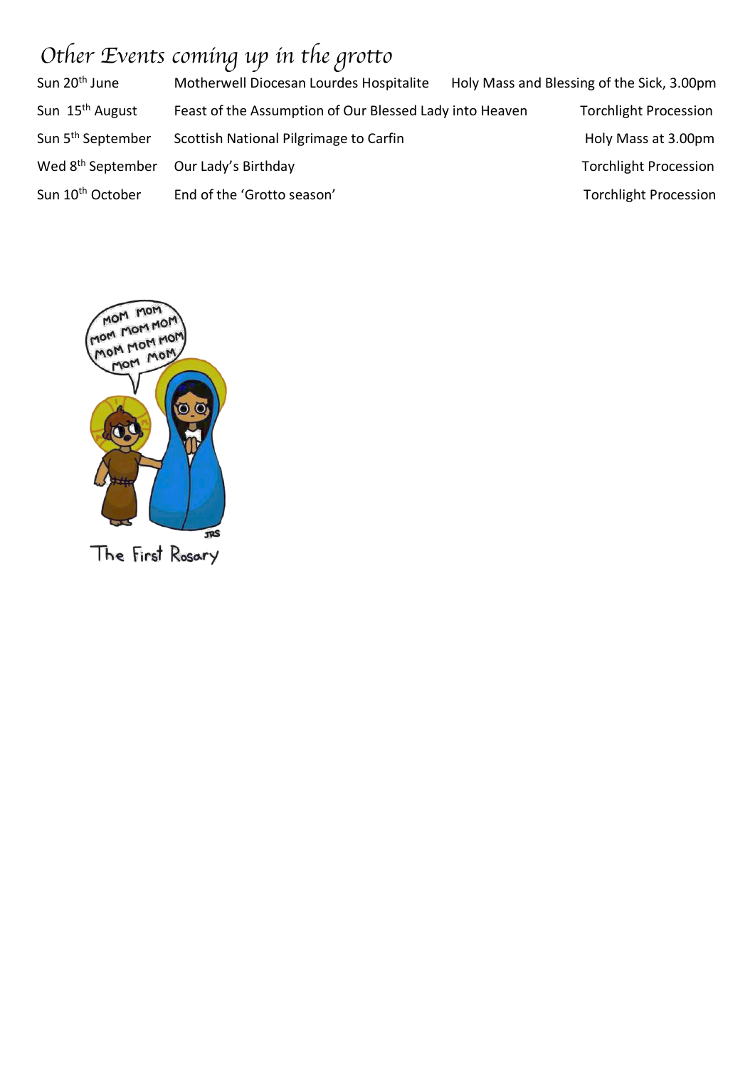# *Other Events coming up in the grotto*

| | | |
|---|---|---|
| Sun 20th June | Motherwell Diocesan Lourdes Hospitalite | Holy Mass and Blessing of the Sick, 3.00pm |
| Sun 15th August | Feast of the Assumption of Our Blessed Lady into Heaven | Torchlight Procession |
| Sun 5th September | Scottish National Pilgrimage to Carfin | Holy Mass at 3.00pm |
| Wed 8th September | Our Lady's Birthday | Torchlight Procession |
| Sun 10th October | End of the 'Grotto season' | Torchlight Procession |